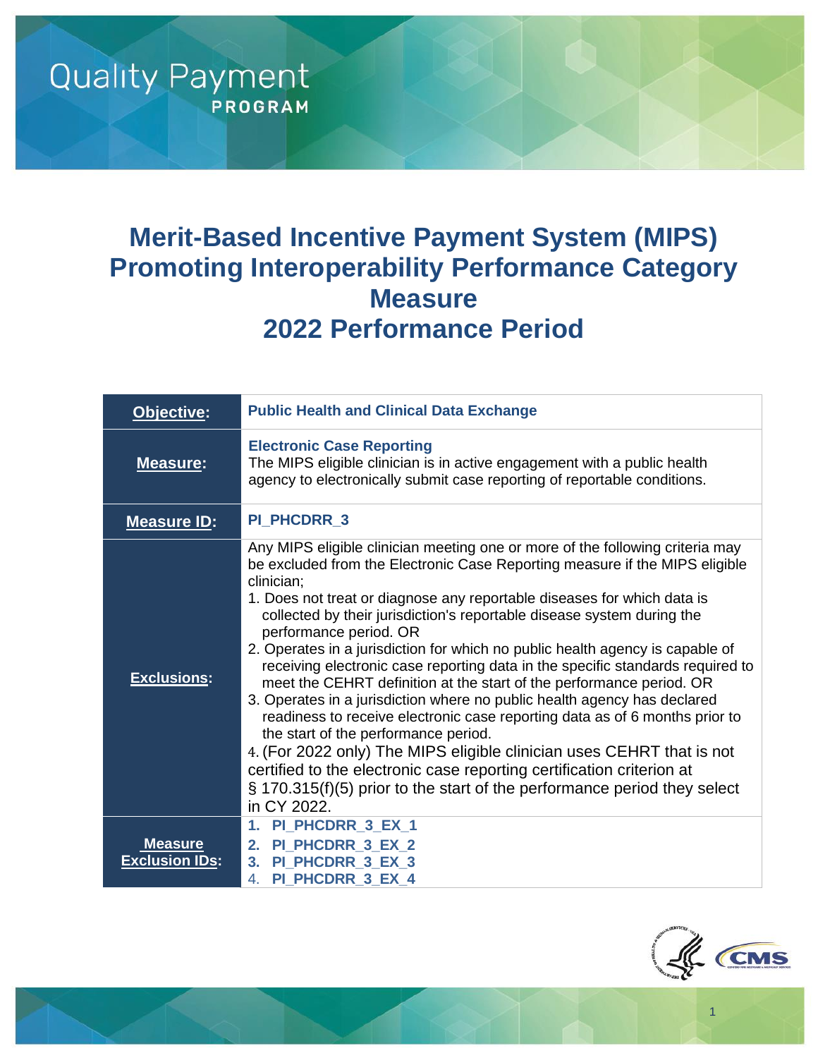Quality Payment PROGRAM

# Merit-Based Incentive Payment System (MIPS) Promoting Interoperability Performance Category Measure 2022 Performance Period

| **Objective:** | **Public Health and Clinical Data Exchange** |
|---|---|
| **Measure:** | **Electronic Case Reporting**<br>The MIPS eligible clinician is in active engagement with a public health agency to electronically submit case reporting of reportable conditions. |
| **Measure ID:** | **PI_PHCDRR_3** |
| **Exclusions:** | Any MIPS eligible clinician meeting one or more of the following criteria may be excluded from the Electronic Case Reporting measure if the MIPS eligible clinician;<br>1. Does not treat or diagnose any reportable diseases for which data is collected by their jurisdiction's reportable disease system during the performance period. OR<br>2. Operates in a jurisdiction for which no public health agency is capable of receiving electronic case reporting data in the specific standards required to meet the CEHRT definition at the start of the performance period. OR<br>3. Operates in a jurisdiction where no public health agency has declared readiness to receive electronic case reporting data as of 6 months prior to the start of the performance period.<br>4. (For 2022 only) The MIPS eligible clinician uses CEHRT that is not certified to the electronic case reporting certification criterion at § 170.315(f)(5) prior to the start of the performance period they select in CY 2022. |
| **Measure Exclusion IDs:** | 1. **PI_PHCDRR_3_EX_1**<br>2. **PI_PHCDRR_3_EX_2**<br>3. **PI_PHCDRR_3_EX_3**<br>4. **PI_PHCDRR_3_EX_4** |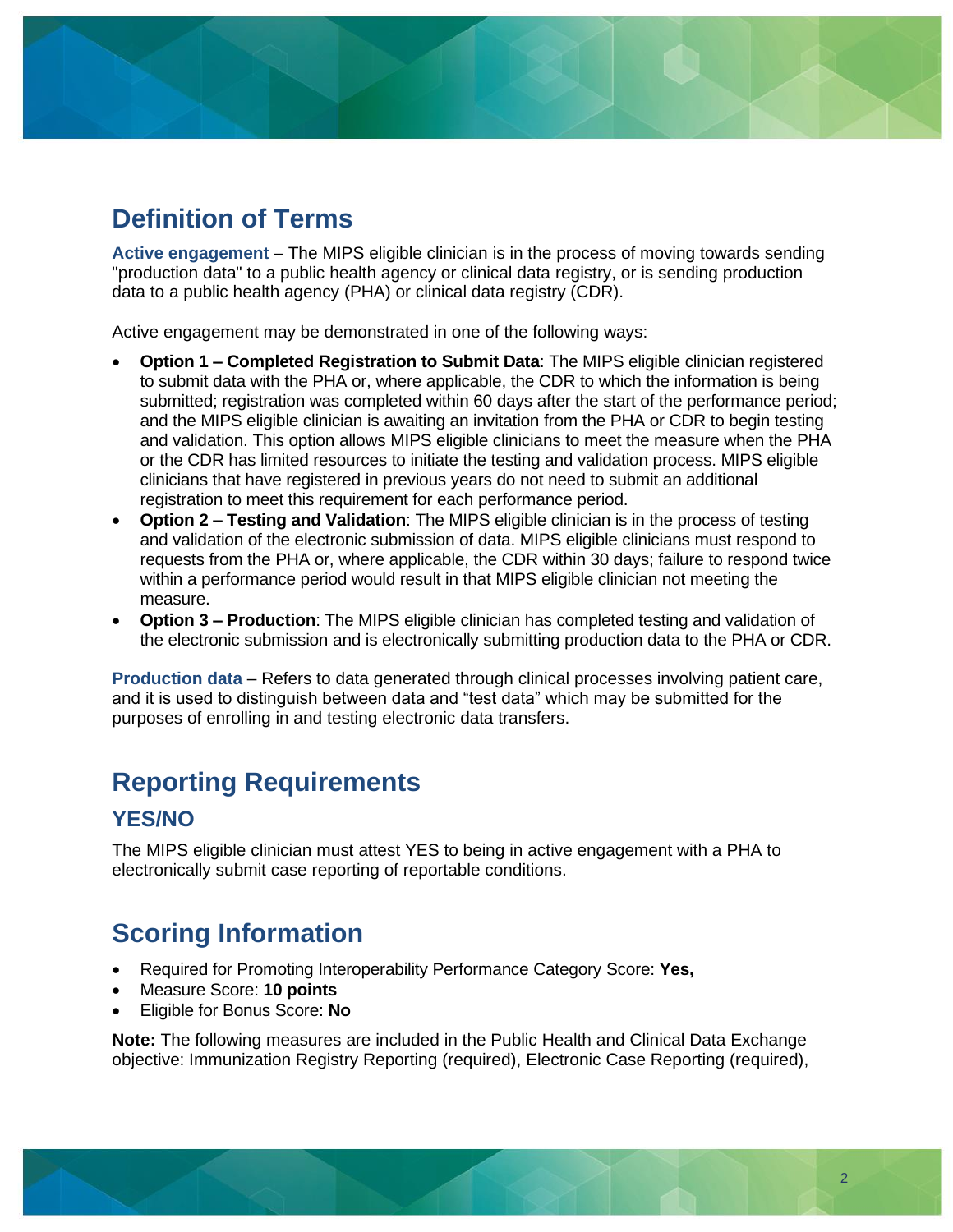## Definition of Terms

**Active engagement** – The MIPS eligible clinician is in the process of moving towards sending "production data" to a public health agency or clinical data registry, or is sending production data to a public health agency (PHA) or clinical data registry (CDR).

Active engagement may be demonstrated in one of the following ways:

- **Option 1 – Completed Registration to Submit Data**: The MIPS eligible clinician registered to submit data with the PHA or, where applicable, the CDR to which the information is being submitted; registration was completed within 60 days after the start of the performance period; and the MIPS eligible clinician is awaiting an invitation from the PHA or CDR to begin testing and validation. This option allows MIPS eligible clinicians to meet the measure when the PHA or the CDR has limited resources to initiate the testing and validation process. MIPS eligible clinicians that have registered in previous years do not need to submit an additional registration to meet this requirement for each performance period.
- **Option 2 – Testing and Validation**: The MIPS eligible clinician is in the process of testing and validation of the electronic submission of data. MIPS eligible clinicians must respond to requests from the PHA or, where applicable, the CDR within 30 days; failure to respond twice within a performance period would result in that MIPS eligible clinician not meeting the measure.
- **Option 3 – Production**: The MIPS eligible clinician has completed testing and validation of the electronic submission and is electronically submitting production data to the PHA or CDR.

**Production data** – Refers to data generated through clinical processes involving patient care, and it is used to distinguish between data and "test data" which may be submitted for the purposes of enrolling in and testing electronic data transfers.

## Reporting Requirements

### YES/NO

The MIPS eligible clinician must attest YES to being in active engagement with a PHA to electronically submit case reporting of reportable conditions.

## Scoring Information

- Required for Promoting Interoperability Performance Category Score: **Yes,**
- Measure Score: **10 points**
- Eligible for Bonus Score: **No**

**Note:** The following measures are included in the Public Health and Clinical Data Exchange objective: Immunization Registry Reporting (required), Electronic Case Reporting (required),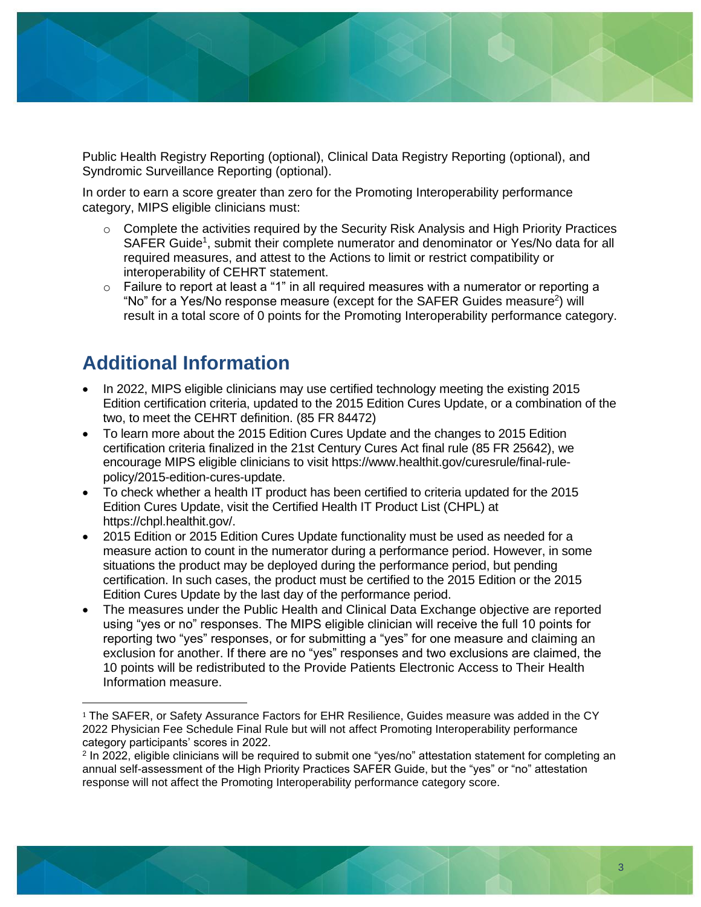Public Health Registry Reporting (optional), Clinical Data Registry Reporting (optional), and Syndromic Surveillance Reporting (optional).

In order to earn a score greater than zero for the Promoting Interoperability performance category, MIPS eligible clinicians must:

- Complete the activities required by the Security Risk Analysis and High Priority Practices SAFER Guide[1], submit their complete numerator and denominator or Yes/No data for all required measures, and attest to the Actions to limit or restrict compatibility or interoperability of CEHRT statement.
- Failure to report at least a "1" in all required measures with a numerator or reporting a "No" for a Yes/No response measure (except for the SAFER Guides measure[2]) will result in a total score of 0 points for the Promoting Interoperability performance category.

## Additional Information

- In 2022, MIPS eligible clinicians may use certified technology meeting the existing 2015 Edition certification criteria, updated to the 2015 Edition Cures Update, or a combination of the two, to meet the CEHRT definition. (85 FR 84472)
- To learn more about the 2015 Edition Cures Update and the changes to 2015 Edition certification criteria finalized in the 21st Century Cures Act final rule (85 FR 25642), we encourage MIPS eligible clinicians to visit https://www.healthit.gov/curesrule/final-rule-policy/2015-edition-cures-update.
- To check whether a health IT product has been certified to criteria updated for the 2015 Edition Cures Update, visit the Certified Health IT Product List (CHPL) at https://chpl.healthit.gov/.
- 2015 Edition or 2015 Edition Cures Update functionality must be used as needed for a measure action to count in the numerator during a performance period. However, in some situations the product may be deployed during the performance period, but pending certification. In such cases, the product must be certified to the 2015 Edition or the 2015 Edition Cures Update by the last day of the performance period.
- The measures under the Public Health and Clinical Data Exchange objective are reported using "yes or no" responses. The MIPS eligible clinician will receive the full 10 points for reporting two "yes" responses, or for submitting a "yes" for one measure and claiming an exclusion for another. If there are no "yes" responses and two exclusions are claimed, the 10 points will be redistributed to the Provide Patients Electronic Access to Their Health Information measure.

---

[1] The SAFER, or Safety Assurance Factors for EHR Resilience, Guides measure was added in the CY 2022 Physician Fee Schedule Final Rule but will not affect Promoting Interoperability performance category participants' scores in 2022.

[2] In 2022, eligible clinicians will be required to submit one "yes/no" attestation statement for completing an annual self-assessment of the High Priority Practices SAFER Guide, but the "yes" or "no" attestation response will not affect the Promoting Interoperability performance category score.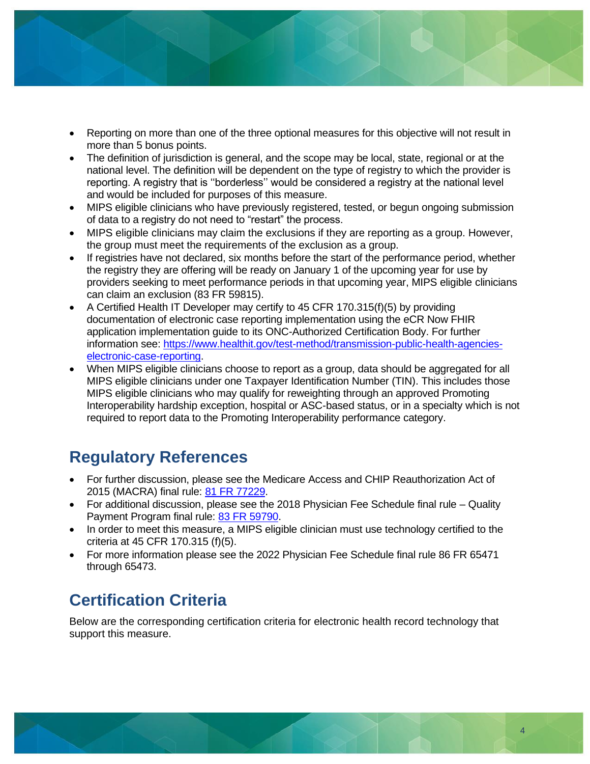- Reporting on more than one of the three optional measures for this objective will not result in more than 5 bonus points.
- The definition of jurisdiction is general, and the scope may be local, state, regional or at the national level. The definition will be dependent on the type of registry to which the provider is reporting. A registry that is ''borderless'' would be considered a registry at the national level and would be included for purposes of this measure.
- MIPS eligible clinicians who have previously registered, tested, or begun ongoing submission of data to a registry do not need to "restart" the process.
- MIPS eligible clinicians may claim the exclusions if they are reporting as a group. However, the group must meet the requirements of the exclusion as a group.
- If registries have not declared, six months before the start of the performance period, whether the registry they are offering will be ready on January 1 of the upcoming year for use by providers seeking to meet performance periods in that upcoming year, MIPS eligible clinicians can claim an exclusion (83 FR 59815).
- A Certified Health IT Developer may certify to 45 CFR 170.315(f)(5) by providing documentation of electronic case reporting implementation using the eCR Now FHIR application implementation guide to its ONC-Authorized Certification Body. For further information see: [https://www.healthit.gov/test-method/transmission-public-health-agencies-electronic-case-reporting](https://www.healthit.gov/test-method/transmission-public-health-agencies-electronic-case-reporting).
- When MIPS eligible clinicians choose to report as a group, data should be aggregated for all MIPS eligible clinicians under one Taxpayer Identification Number (TIN). This includes those MIPS eligible clinicians who may qualify for reweighting through an approved Promoting Interoperability hardship exception, hospital or ASC-based status, or in a specialty which is not required to report data to the Promoting Interoperability performance category.

## Regulatory References

- For further discussion, please see the Medicare Access and CHIP Reauthorization Act of 2015 (MACRA) final rule: 81 FR 77229.
- For additional discussion, please see the 2018 Physician Fee Schedule final rule – Quality Payment Program final rule: 83 FR 59790.
- In order to meet this measure, a MIPS eligible clinician must use technology certified to the criteria at 45 CFR 170.315 (f)(5).
- For more information please see the 2022 Physician Fee Schedule final rule 86 FR 65471 through 65473.

## Certification Criteria

Below are the corresponding certification criteria for electronic health record technology that support this measure.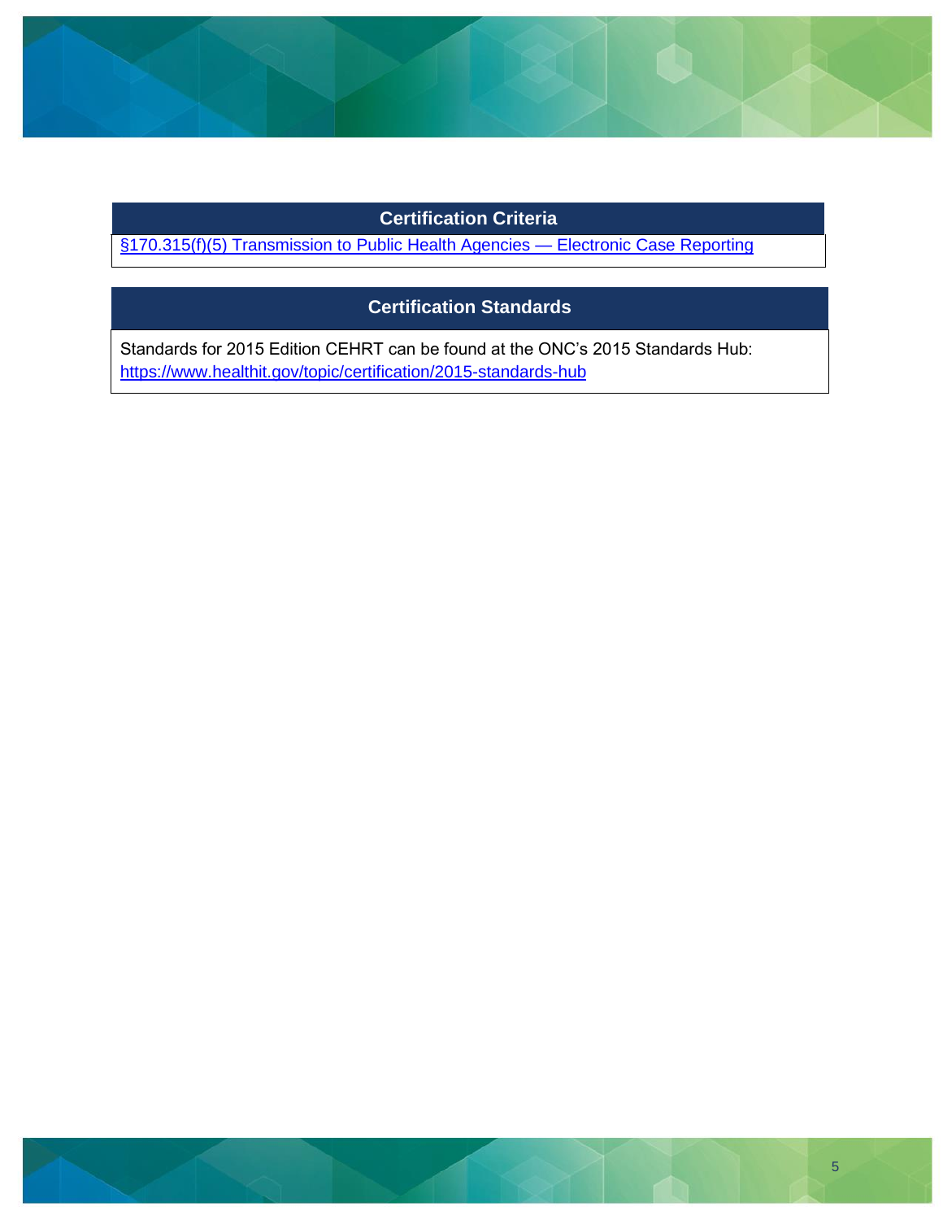| Certification Criteria |
| --- |
| §170.315(f)(5) Transmission to Public Health Agencies — Electronic Case Reporting |

| Certification Standards |
| --- |
| Standards for 2015 Edition CEHRT can be found at the ONC's 2015 Standards Hub: https://www.healthit.gov/topic/certification/2015-standards-hub |